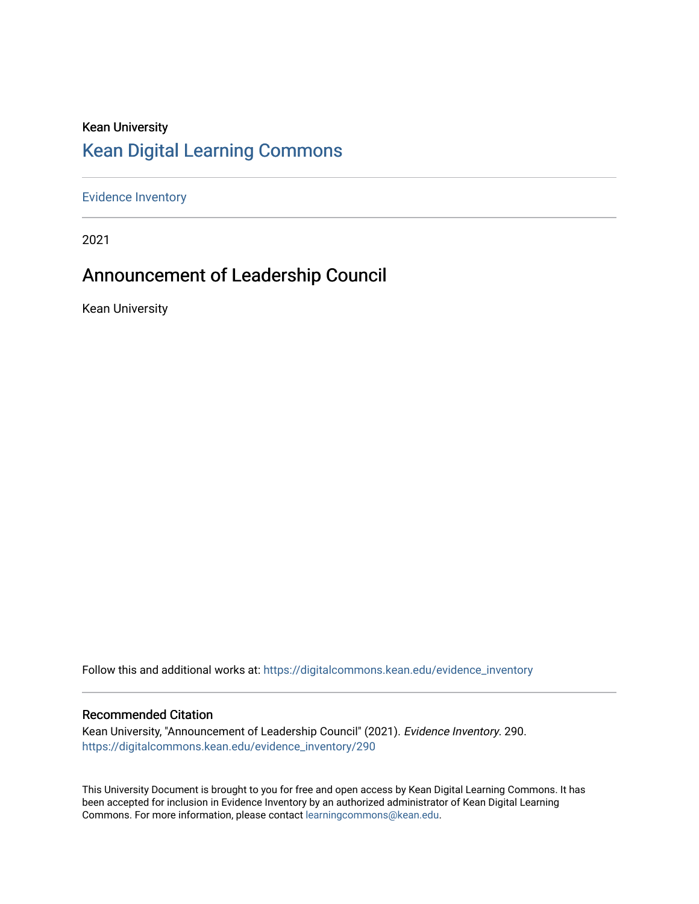Kean University

## Kean Digital Learning Commons

Evidence Inventory

2021

# Announcement of Leadership Council

Kean University

Follow this and additional works at: https://digitalcommons.kean.edu/evidence_inventory

### Recommended Citation

Kean University, "Announcement of Leadership Council" (2021). *Evidence Inventory*. 290.
https://digitalcommons.kean.edu/evidence_inventory/290

This University Document is brought to you for free and open access by Kean Digital Learning Commons. It has been accepted for inclusion in Evidence Inventory by an authorized administrator of Kean Digital Learning Commons. For more information, please contact learningcommons@kean.edu.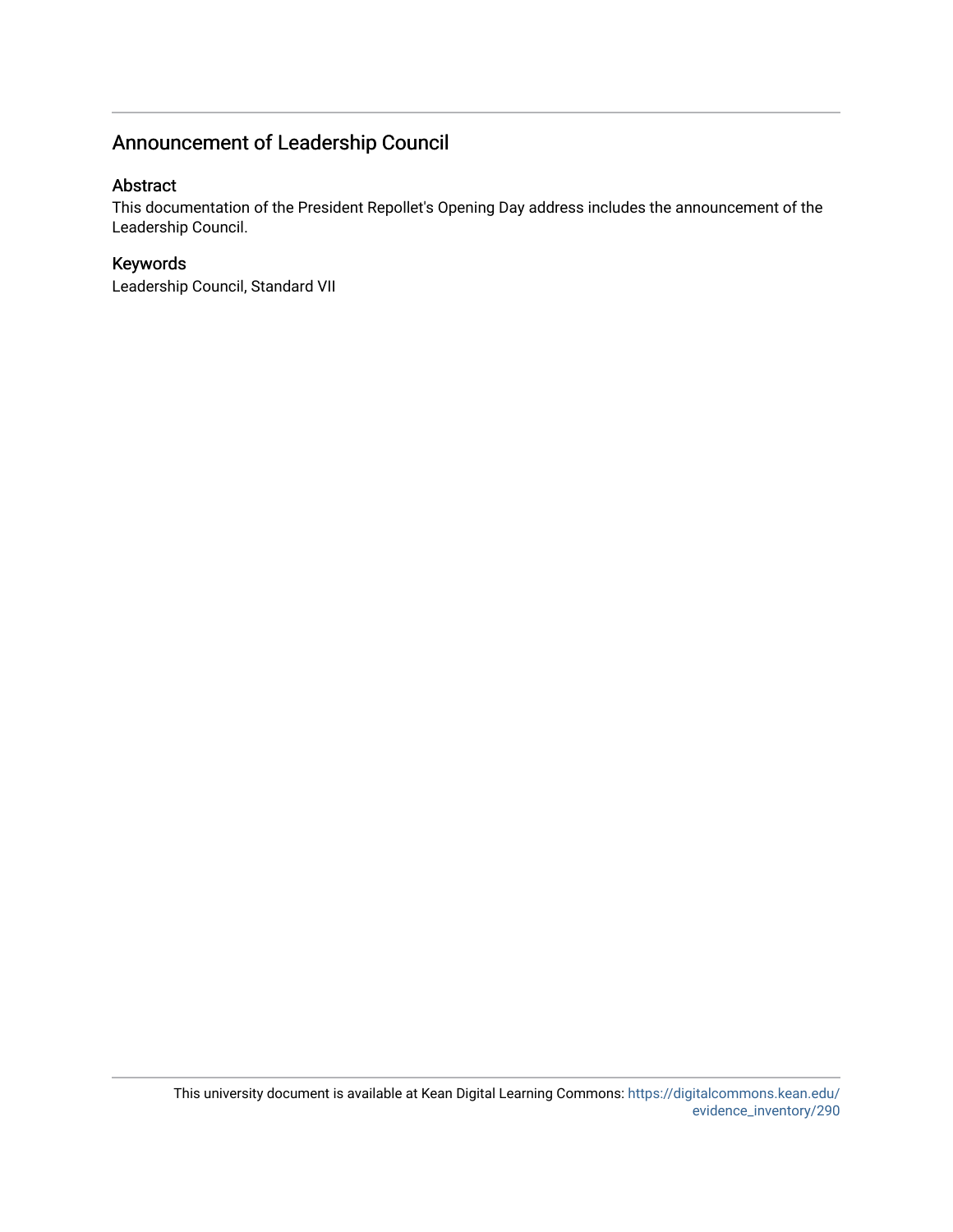## Announcement of Leadership Council

### Abstract

This documentation of the President Repollet's Opening Day address includes the announcement of the Leadership Council.

### Keywords

Leadership Council, Standard VII

This university document is available at Kean Digital Learning Commons: https://digitalcommons.kean.edu/evidence_inventory/290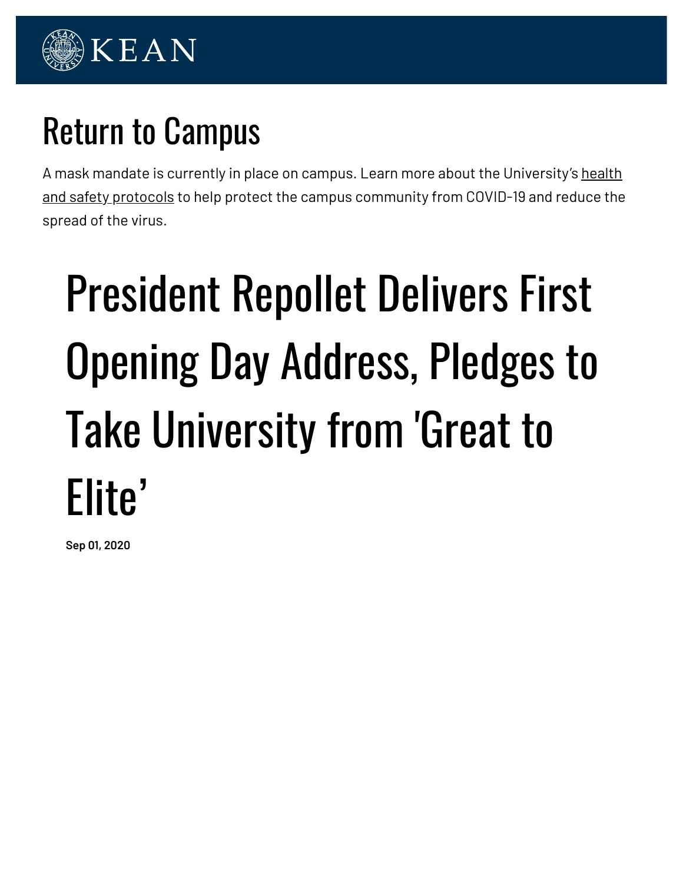# Return to Campus

A mask mandate is currently in place on campus. Learn more about the University's health and safety protocols to help protect the campus community from COVID-19 and reduce the spread of the virus.

# President Repollet Delivers First Opening Day Address, Pledges to Take University from 'Great to Elite'

**Sep 01, 2020**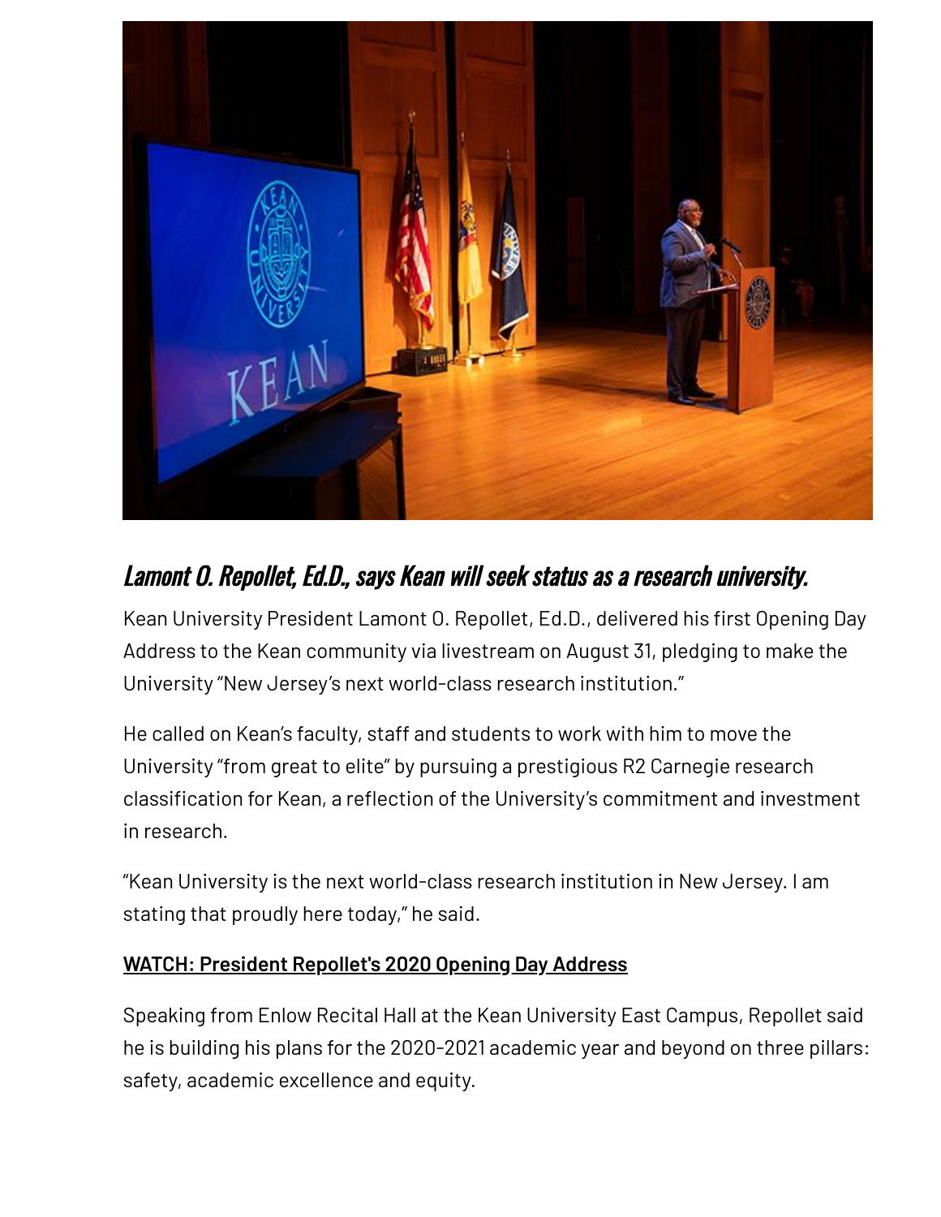## *Lamont O. Repollet, Ed.D., says Kean will seek status as a research university.*

Kean University President Lamont O. Repollet, Ed.D., delivered his first Opening Day Address to the Kean community via livestream on August 31, pledging to make the University "New Jersey's next world-class research institution."

He called on Kean's faculty, staff and students to work with him to move the University "from great to elite" by pursuing a prestigious R2 Carnegie research classification for Kean, a reflection of the University's commitment and investment in research.

"Kean University is the next world-class research institution in New Jersey. I am stating that proudly here today," he said.

**WATCH: President Repollet's 2020 Opening Day Address**

Speaking from Enlow Recital Hall at the Kean University East Campus, Repollet said he is building his plans for the 2020-2021 academic year and beyond on three pillars: safety, academic excellence and equity.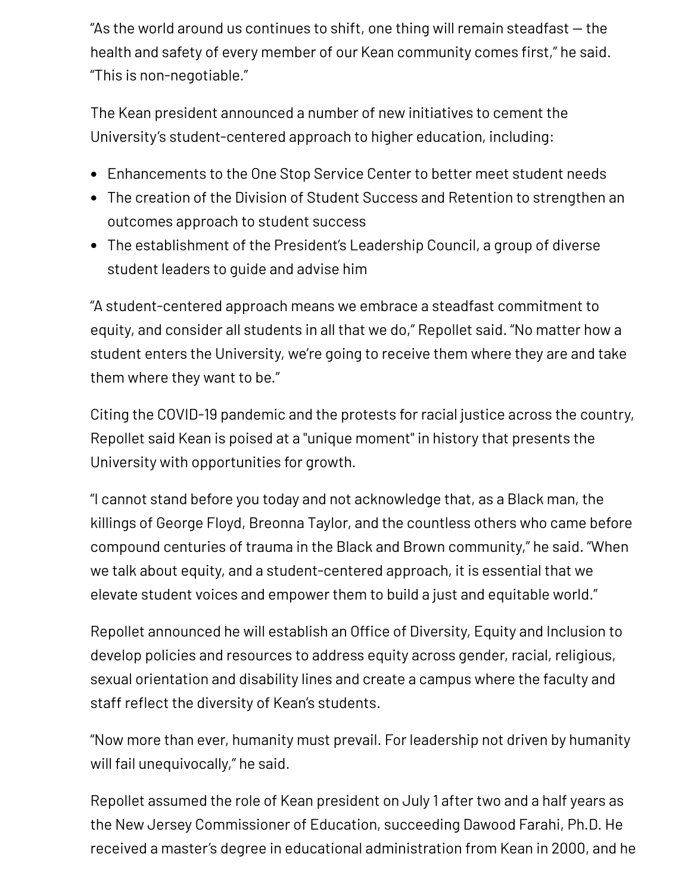“As the world around us continues to shift, one thing will remain steadfast — the health and safety of every member of our Kean community comes first,” he said. “This is non-negotiable.”

The Kean president announced a number of new initiatives to cement the University’s student-centered approach to higher education, including:

- Enhancements to the One Stop Service Center to better meet student needs
- The creation of the Division of Student Success and Retention to strengthen an outcomes approach to student success
- The establishment of the President’s Leadership Council, a group of diverse student leaders to guide and advise him

“A student-centered approach means we embrace a steadfast commitment to equity, and consider all students in all that we do,” Repollet said. “No matter how a student enters the University, we’re going to receive them where they are and take them where they want to be.”

Citing the COVID-19 pandemic and the protests for racial justice across the country, Repollet said Kean is poised at a "unique moment" in history that presents the University with opportunities for growth.

“I cannot stand before you today and not acknowledge that, as a Black man, the killings of George Floyd, Breonna Taylor, and the countless others who came before compound centuries of trauma in the Black and Brown community,” he said. “When we talk about equity, and a student-centered approach, it is essential that we elevate student voices and empower them to build a just and equitable world.”

Repollet announced he will establish an Office of Diversity, Equity and Inclusion to develop policies and resources to address equity across gender, racial, religious, sexual orientation and disability lines and create a campus where the faculty and staff reflect the diversity of Kean’s students.

“Now more than ever, humanity must prevail. For leadership not driven by humanity will fail unequivocally,” he said.

Repollet assumed the role of Kean president on July 1 after two and a half years as the New Jersey Commissioner of Education, succeeding Dawood Farahi, Ph.D. He received a master’s degree in educational administration from Kean in 2000, and he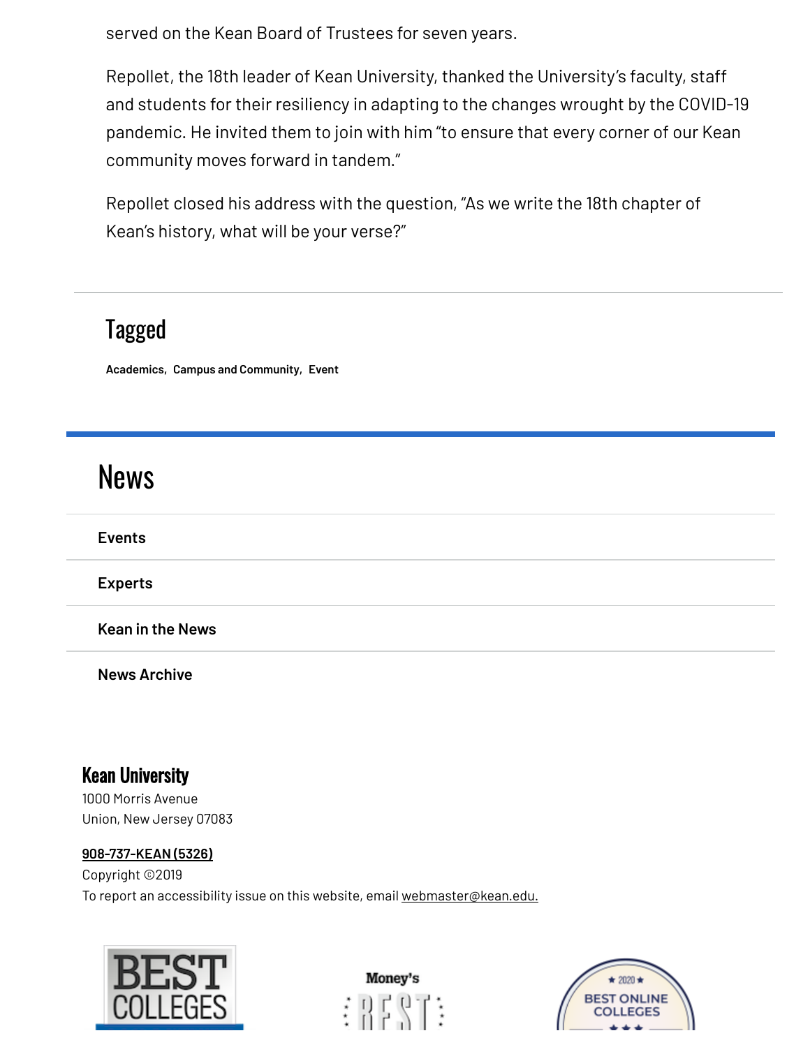served on the Kean Board of Trustees for seven years.

Repollet, the 18th leader of Kean University, thanked the University's faculty, staff and students for their resiliency in adapting to the changes wrought by the COVID-19 pandemic. He invited them to join with him "to ensure that every corner of our Kean community moves forward in tandem."

Repollet closed his address with the question, "As we write the 18th chapter of Kean's history, what will be your verse?"

---

## Tagged

**Academics**, **Campus and Community**, **Event**

# News

**Events**

**Experts**

**Kean in the News**

**News Archive**

## Kean University

1000 Morris Avenue
Union, New Jersey 07083

908-737-KEAN (5326)

Copyright ©2019

To report an accessibility issue on this website, email webmaster@kean.edu.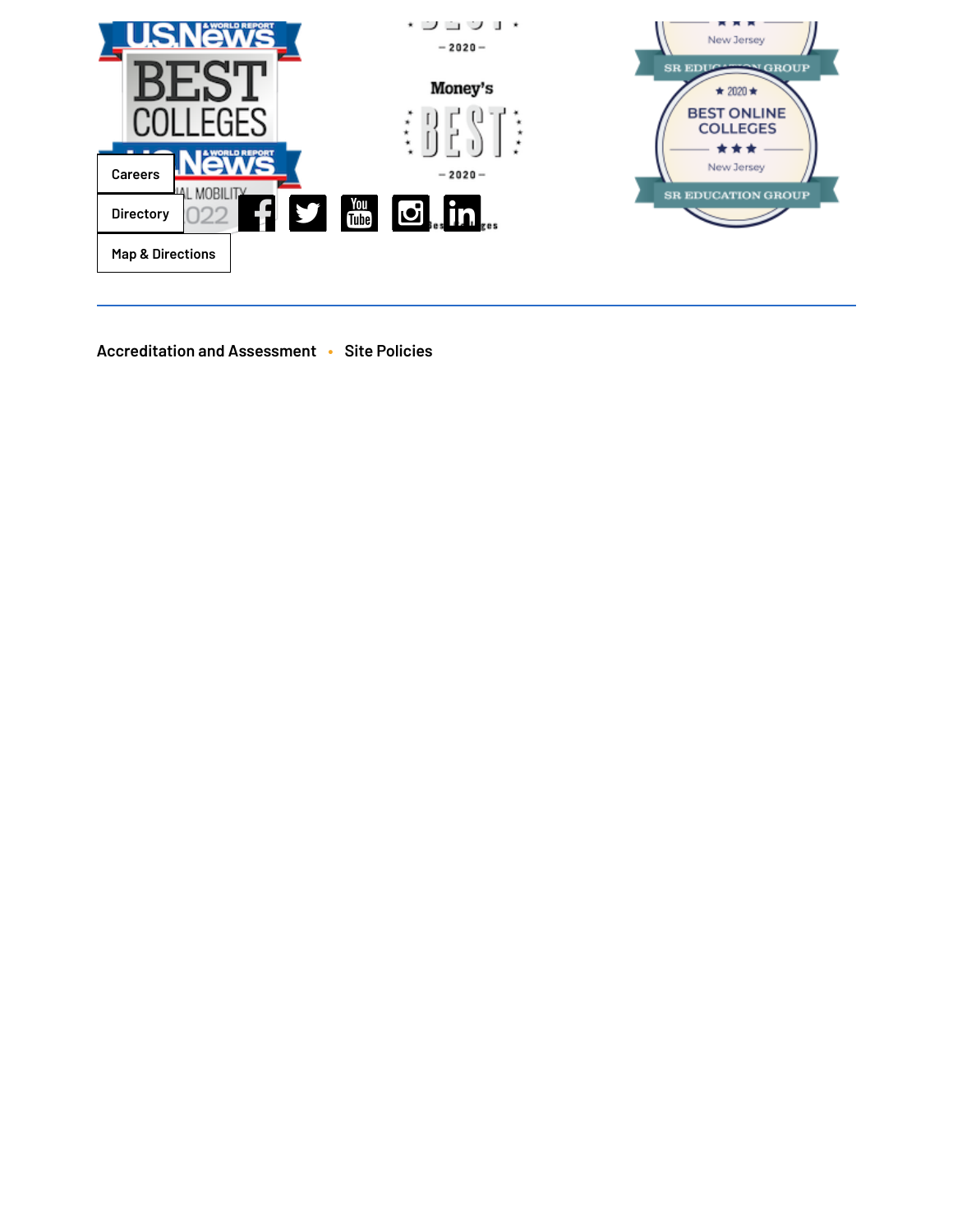Careers

Directory

Map & Directions

---

Accreditation and Assessment • Site Policies